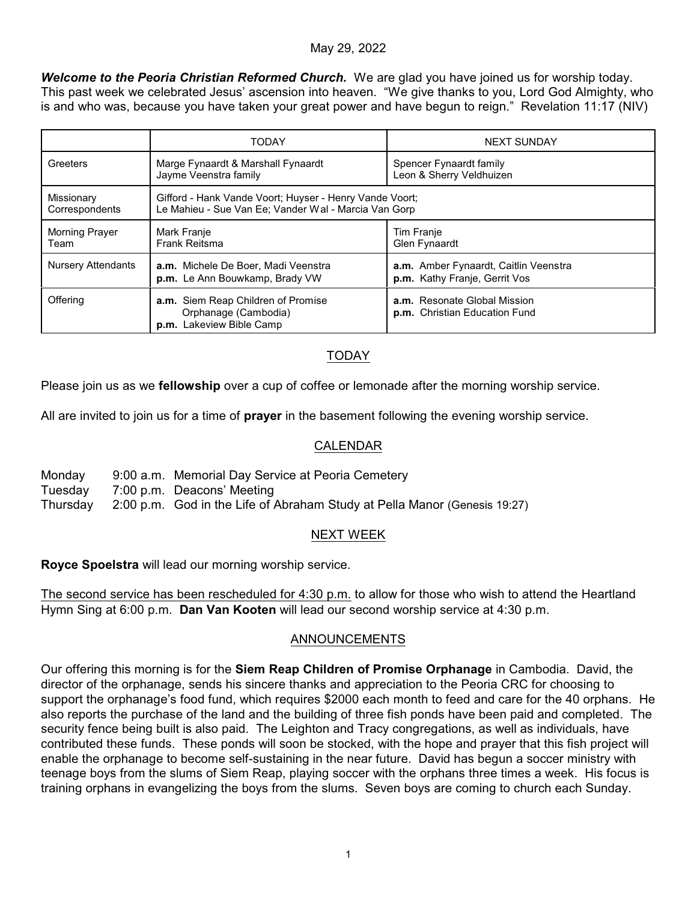May 29, 2022

***Welcome to the Peoria Christian Reformed Church.*** We are glad you have joined us for worship today. This past week we celebrated Jesus' ascension into heaven. "We give thanks to you, Lord God Almighty, who is and who was, because you have taken your great power and have begun to reign." Revelation 11:17 (NIV)

| | TODAY | NEXT SUNDAY |
|---|---|---|
| Greeters | Marge Fynaardt & Marshall Fynaardt<br>Jayme Veenstra family | Spencer Fynaardt family<br>Leon & Sherry Veldhuizen |
| Missionary Correspondents | Gifford - Hank Vande Voort; Huyser - Henry Vande Voort;<br>Le Mahieu - Sue Van Ee; Vander Wal - Marcia Van Gorp | |
| Morning Prayer Team | Mark Franje<br>Frank Reitsma | Tim Franje<br>Glen Fynaardt |
| Nursery Attendants | **a.m.** Michele De Boer, Madi Veenstra<br>**p.m.** Le Ann Bouwkamp, Brady VW | **a.m.** Amber Fynaardt, Caitlin Veenstra<br>**p.m.** Kathy Franje, Gerrit Vos |
| Offering | **a.m.** Siem Reap Children of Promise Orphanage (Cambodia)<br>**p.m.** Lakeview Bible Camp | **a.m.** Resonate Global Mission<br>**p.m.** Christian Education Fund |

## TODAY

Please join us as we **fellowship** over a cup of coffee or lemonade after the morning worship service.

All are invited to join us for a time of **prayer** in the basement following the evening worship service.

## CALENDAR

Monday 9:00 a.m. Memorial Day Service at Peoria Cemetery
Tuesday 7:00 p.m. Deacons' Meeting
Thursday 2:00 p.m. God in the Life of Abraham Study at Pella Manor (Genesis 19:27)

## NEXT WEEK

**Royce Spoelstra** will lead our morning worship service.

The second service has been rescheduled for 4:30 p.m. to allow for those who wish to attend the Heartland Hymn Sing at 6:00 p.m. **Dan Van Kooten** will lead our second worship service at 4:30 p.m.

## ANNOUNCEMENTS

Our offering this morning is for the **Siem Reap Children of Promise Orphanage** in Cambodia. David, the director of the orphanage, sends his sincere thanks and appreciation to the Peoria CRC for choosing to support the orphanage's food fund, which requires $2000 each month to feed and care for the 40 orphans. He also reports the purchase of the land and the building of three fish ponds have been paid and completed. The security fence being built is also paid. The Leighton and Tracy congregations, as well as individuals, have contributed these funds. These ponds will soon be stocked, with the hope and prayer that this fish project will enable the orphanage to become self-sustaining in the near future. David has begun a soccer ministry with teenage boys from the slums of Siem Reap, playing soccer with the orphans three times a week. His focus is training orphans in evangelizing the boys from the slums. Seven boys are coming to church each Sunday.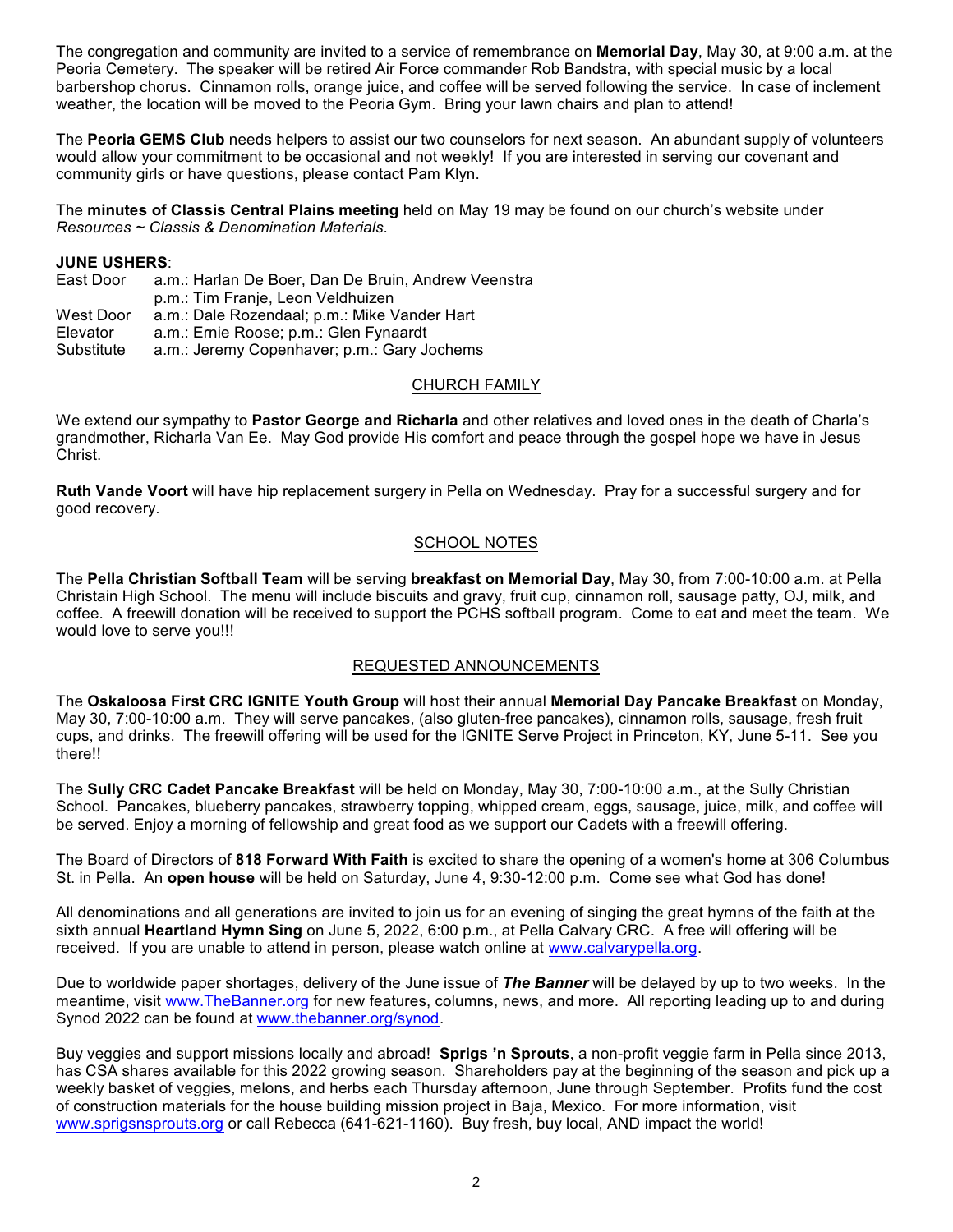The congregation and community are invited to a service of remembrance on **Memorial Day**, May 30, at 9:00 a.m. at the Peoria Cemetery. The speaker will be retired Air Force commander Rob Bandstra, with special music by a local barbershop chorus. Cinnamon rolls, orange juice, and coffee will be served following the service. In case of inclement weather, the location will be moved to the Peoria Gym. Bring your lawn chairs and plan to attend!

The **Peoria GEMS Club** needs helpers to assist our two counselors for next season. An abundant supply of volunteers would allow your commitment to be occasional and not weekly! If you are interested in serving our covenant and community girls or have questions, please contact Pam Klyn.

The **minutes of Classis Central Plains meeting** held on May 19 may be found on our church's website under *Resources ~ Classis & Denomination Materials*.

**JUNE USHERS**:

| | |
|---|---|
| East Door | a.m.: Harlan De Boer, Dan De Bruin, Andrew Veenstra |
| | p.m.: Tim Franje, Leon Veldhuizen |
| West Door | a.m.: Dale Rozendaal; p.m.: Mike Vander Hart |
| Elevator | a.m.: Ernie Roose; p.m.: Glen Fynaardt |
| Substitute | a.m.: Jeremy Copenhaver; p.m.: Gary Jochems |

## CHURCH FAMILY

We extend our sympathy to **Pastor George and Richarla** and other relatives and loved ones in the death of Charla's grandmother, Richarla Van Ee. May God provide His comfort and peace through the gospel hope we have in Jesus Christ.

**Ruth Vande Voort** will have hip replacement surgery in Pella on Wednesday. Pray for a successful surgery and for good recovery.

## SCHOOL NOTES

The **Pella Christian Softball Team** will be serving **breakfast on Memorial Day**, May 30, from 7:00-10:00 a.m. at Pella Christain High School. The menu will include biscuits and gravy, fruit cup, cinnamon roll, sausage patty, OJ, milk, and coffee. A freewill donation will be received to support the PCHS softball program. Come to eat and meet the team. We would love to serve you!!!

## REQUESTED ANNOUNCEMENTS

The **Oskaloosa First CRC IGNITE Youth Group** will host their annual **Memorial Day Pancake Breakfast** on Monday, May 30, 7:00-10:00 a.m. They will serve pancakes, (also gluten-free pancakes), cinnamon rolls, sausage, fresh fruit cups, and drinks. The freewill offering will be used for the IGNITE Serve Project in Princeton, KY, June 5-11. See you there!!

The **Sully CRC Cadet Pancake Breakfast** will be held on Monday, May 30, 7:00-10:00 a.m., at the Sully Christian School. Pancakes, blueberry pancakes, strawberry topping, whipped cream, eggs, sausage, juice, milk, and coffee will be served. Enjoy a morning of fellowship and great food as we support our Cadets with a freewill offering.

The Board of Directors of **818 Forward With Faith** is excited to share the opening of a women's home at 306 Columbus St. in Pella. An **open house** will be held on Saturday, June 4, 9:30-12:00 p.m. Come see what God has done!

All denominations and all generations are invited to join us for an evening of singing the great hymns of the faith at the sixth annual **Heartland Hymn Sing** on June 5, 2022, 6:00 p.m., at Pella Calvary CRC. A free will offering will be received. If you are unable to attend in person, please watch online at www.calvarypella.org.

Due to worldwide paper shortages, delivery of the June issue of ***The Banner*** will be delayed by up to two weeks. In the meantime, visit www.TheBanner.org for new features, columns, news, and more. All reporting leading up to and during Synod 2022 can be found at www.thebanner.org/synod.

Buy veggies and support missions locally and abroad! **Sprigs 'n Sprouts**, a non-profit veggie farm in Pella since 2013, has CSA shares available for this 2022 growing season. Shareholders pay at the beginning of the season and pick up a weekly basket of veggies, melons, and herbs each Thursday afternoon, June through September. Profits fund the cost of construction materials for the house building mission project in Baja, Mexico. For more information, visit www.sprigsnsprouts.org or call Rebecca (641-621-1160). Buy fresh, buy local, AND impact the world!